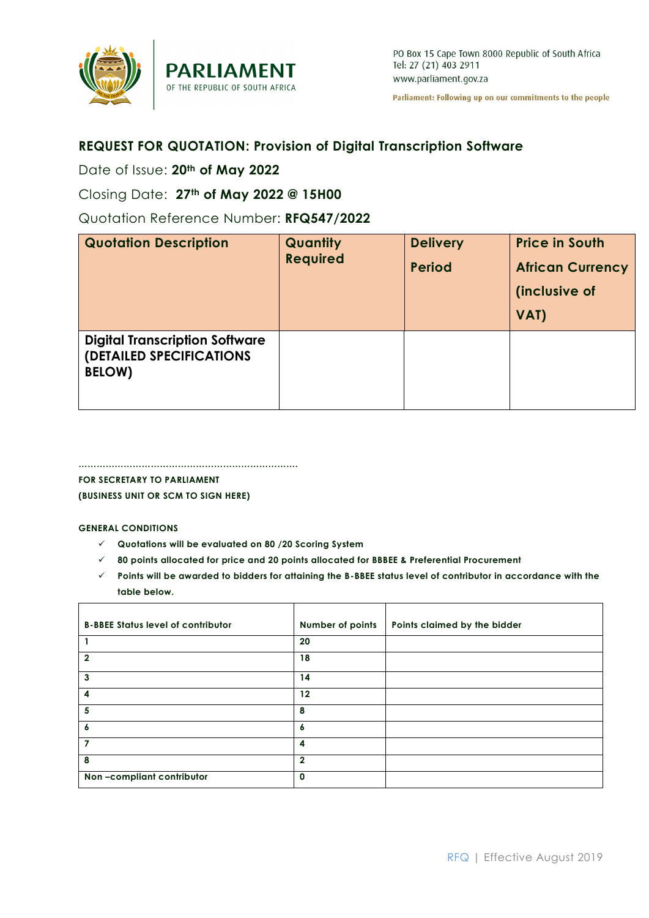PARLIAMENT
OF THE REPUBLIC OF SOUTH AFRICA

PO Box 15 Cape Town 8000 Republic of South Africa
Tel: 27 (21) 403 2911
www.parliament.gov.za

Parliament: Following up on our commitments to the people

## REQUEST FOR QUOTATION: Provision of Digital Transcription Software

Date of Issue: **20th of May 2022**

Closing Date: **27th of May 2022 @ 15H00**

Quotation Reference Number: **RFQ547/2022**

| Quotation Description | Quantity Required | Delivery Period | Price in South African Currency (inclusive of VAT) |
|---|---|---|---|
| Digital Transcription Software (DETAILED SPECIFICATIONS BELOW) | | | |

........................................................................

**FOR SECRETARY TO PARLIAMENT**
**(BUSINESS UNIT OR SCM TO SIGN HERE)**

**GENERAL CONDITIONS**

- ✓ Quotations will be evaluated on 80 /20 Scoring System
- ✓ 80 points allocated for price and 20 points allocated for BBBEE & Preferential Procurement
- ✓ Points will be awarded to bidders for attaining the B-BBEE status level of contributor in accordance with the table below.

| B-BBEE Status level of contributor | Number of points | Points claimed by the bidder |
|---|---|---|
| 1 | 20 | |
| 2 | 18 | |
| 3 | 14 | |
| 4 | 12 | |
| 5 | 8 | |
| 6 | 6 | |
| 7 | 4 | |
| 8 | 2 | |
| Non –compliant contributor | 0 | |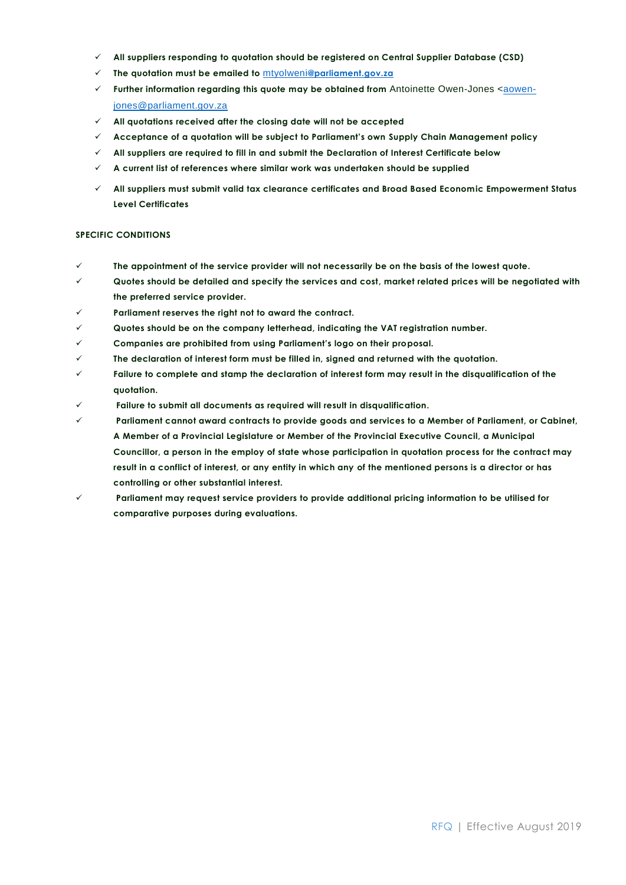- ✓ **All suppliers responding to quotation should be registered on Central Supplier Database (CSD)**
- ✓ **The quotation must be emailed to** mtyolweni@parliament.gov.za
- ✓ **Further information regarding this quote may be obtained from** Antoinette Owen-Jones <aowen-jones@parliament.gov.za
- ✓ **All quotations received after the closing date will not be accepted**
- ✓ **Acceptance of a quotation will be subject to Parliament's own Supply Chain Management policy**
- ✓ **All suppliers are required to fill in and submit the Declaration of Interest Certificate below**
- ✓ **A current list of references where similar work was undertaken should be supplied**
- ✓ **All suppliers must submit valid tax clearance certificates and Broad Based Economic Empowerment Status Level Certificates**

**SPECIFIC CONDITIONS**

- ✓ **The appointment of the service provider will not necessarily be on the basis of the lowest quote.**
- ✓ **Quotes should be detailed and specify the services and cost, market related prices will be negotiated with the preferred service provider.**
- ✓ **Parliament reserves the right not to award the contract.**
- ✓ **Quotes should be on the company letterhead, indicating the VAT registration number.**
- ✓ **Companies are prohibited from using Parliament's logo on their proposal.**
- ✓ **The declaration of interest form must be filled in, signed and returned with the quotation.**
- ✓ **Failure to complete and stamp the declaration of interest form may result in the disqualification of the quotation.**
- ✓ **Failure to submit all documents as required will result in disqualification.**
- ✓ **Parliament cannot award contracts to provide goods and services to a Member of Parliament, or Cabinet, A Member of a Provincial Legislature or Member of the Provincial Executive Council, a Municipal Councillor, a person in the employ of state whose participation in quotation process for the contract may result in a conflict of interest, or any entity in which any of the mentioned persons is a director or has controlling or other substantial interest.**
- ✓ **Parliament may request service providers to provide additional pricing information to be utilised for comparative purposes during evaluations.**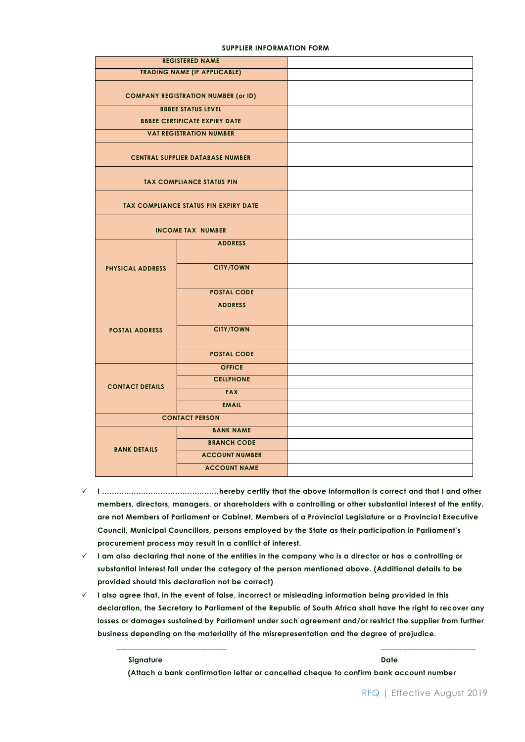**SUPPLIER INFORMATION FORM**

| REGISTERED NAME | | |
|---|---|---|
| TRADING NAME (IF APPLICABLE) | | |
| COMPANY REGISTRATION NUMBER (or ID) | | |
| BBBEE STATUS LEVEL | | |
| BBBEE CERTIFICATE EXPIRY DATE | | |
| VAT REGISTRATION NUMBER | | |
| CENTRAL SUPPLIER DATABASE NUMBER | | |
| TAX COMPLIANCE STATUS PIN | | |
| TAX COMPLIANCE STATUS PIN EXPIRY DATE | | |
| INCOME TAX NUMBER | | |
| PHYSICAL ADDRESS | ADDRESS | |
| | CITY/TOWN | |
| | POSTAL CODE | |
| POSTAL ADDRESS | ADDRESS | |
| | CITY/TOWN | |
| | POSTAL CODE | |
| CONTACT DETAILS | OFFICE | |
| | CELLPHONE | |
| | FAX | |
| | EMAIL | |
| CONTACT PERSON | | |
| BANK DETAILS | BANK NAME | |
| | BRANCH CODE | |
| | ACCOUNT NUMBER | |
| | ACCOUNT NAME | |

- ✓ **I …………………………………………hereby certify that the above information is correct and that I and other members, directors, managers, or shareholders with a controlling or other substantial interest of the entity, are not Members of Parliament or Cabinet, Members of a Provincial Legislature or a Provincial Executive Council, Municipal Councillors, persons employed by the State as their participation in Parliament's procurement process may result in a conflict of interest.**
- ✓ **I am also declaring that none of the entities in the company who is a director or has a controlling or substantial interest fall under the category of the person mentioned above. (Additional details to be provided should this declaration not be correct)**
- ✓ **I also agree that, in the event of false, incorrect or misleading information being provided in this declaration, the Secretary to Parliament of the Republic of South Africa shall have the right to recover any losses or damages sustained by Parliament under such agreement and/or restrict the supplier from further business depending on the materiality of the misrepresentation and the degree of prejudice.**

\_\_\_\_\_\_\_\_\_\_\_\_\_\_\_\_\_\_\_\_\_\_\_\_\_\_\_\_ &nbsp;&nbsp;&nbsp;&nbsp;&nbsp;&nbsp;&nbsp;&nbsp; \_\_\_\_\_\_\_\_\_\_\_\_\_\_\_\_\_\_\_\_\_\_\_\_

**Signature** &nbsp;&nbsp;&nbsp;&nbsp;&nbsp;&nbsp;&nbsp;&nbsp; **Date**

**(Attach a bank confirmation letter or cancelled cheque to confirm bank account number**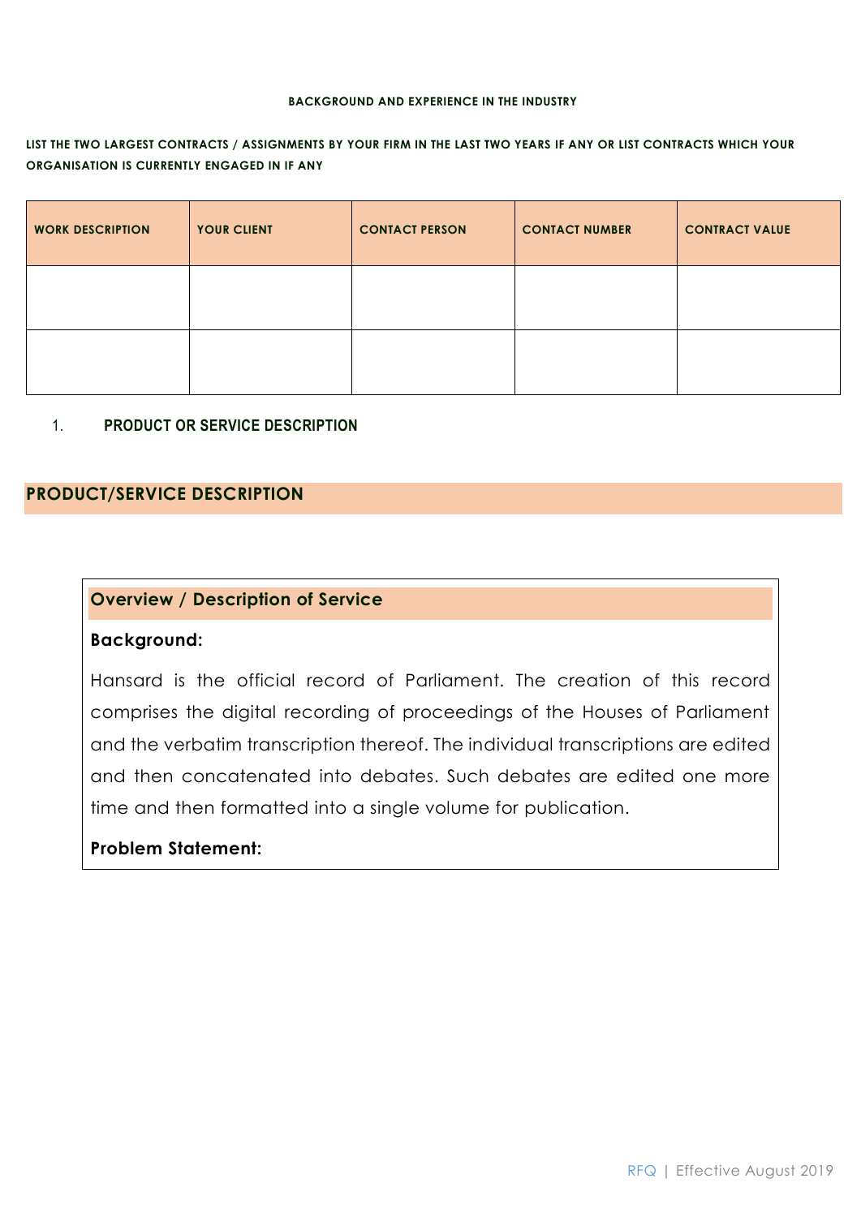**BACKGROUND AND EXPERIENCE IN THE INDUSTRY**

**LIST THE TWO LARGEST CONTRACTS / ASSIGNMENTS BY YOUR FIRM IN THE LAST TWO YEARS IF ANY OR LIST CONTRACTS WHICH YOUR ORGANISATION IS CURRENTLY ENGAGED IN IF ANY**

| WORK DESCRIPTION | YOUR CLIENT | CONTACT PERSON | CONTACT NUMBER | CONTRACT VALUE |
|---|---|---|---|---|
| | | | | |
| | | | | |

1. **PRODUCT OR SERVICE DESCRIPTION**

## PRODUCT/SERVICE DESCRIPTION

### Overview / Description of Service

**Background:**

Hansard is the official record of Parliament. The creation of this record comprises the digital recording of proceedings of the Houses of Parliament and the verbatim transcription thereof. The individual transcriptions are edited and then concatenated into debates. Such debates are edited one more time and then formatted into a single volume for publication.

**Problem Statement:**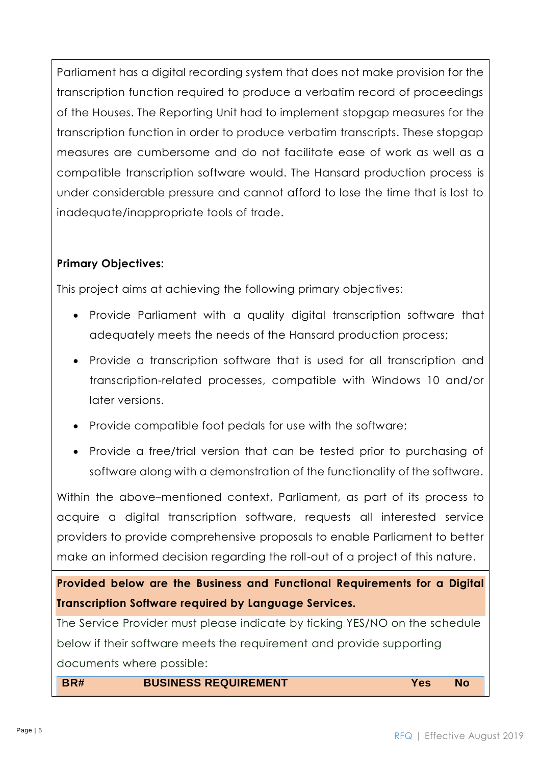Parliament has a digital recording system that does not make provision for the transcription function required to produce a verbatim record of proceedings of the Houses. The Reporting Unit had to implement stopgap measures for the transcription function in order to produce verbatim transcripts. These stopgap measures are cumbersome and do not facilitate ease of work as well as a compatible transcription software would. The Hansard production process is under considerable pressure and cannot afford to lose the time that is lost to inadequate/inappropriate tools of trade.

**Primary Objectives:**

This project aims at achieving the following primary objectives:

- Provide Parliament with a quality digital transcription software that adequately meets the needs of the Hansard production process;
- Provide a transcription software that is used for all transcription and transcription-related processes, compatible with Windows 10 and/or later versions.
- Provide compatible foot pedals for use with the software;
- Provide a free/trial version that can be tested prior to purchasing of software along with a demonstration of the functionality of the software.

Within the above–mentioned context, Parliament, as part of its process to acquire a digital transcription software, requests all interested service providers to provide comprehensive proposals to enable Parliament to better make an informed decision regarding the roll-out of a project of this nature.

**Provided below are the Business and Functional Requirements for a Digital Transcription Software required by Language Services.**

The Service Provider must please indicate by ticking YES/NO on the schedule below if their software meets the requirement and provide supporting documents where possible:

| BR# | BUSINESS REQUIREMENT | Yes | No |
|---|---|---|---|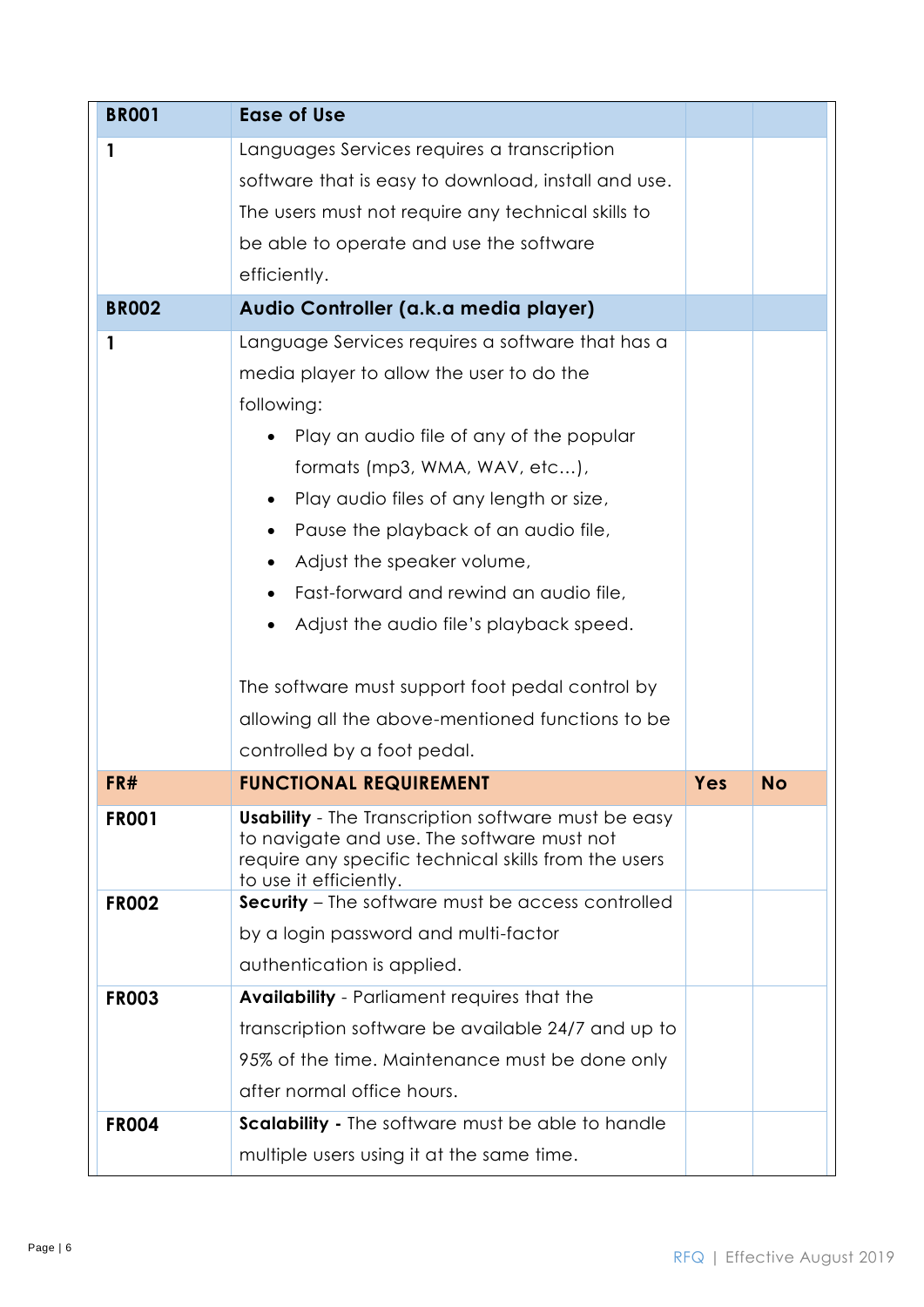| BR001 | Ease of Use | | |
|---|---|---|---|
| 1 | Languages Services requires a transcription software that is easy to download, install and use. The users must not require any technical skills to be able to operate and use the software efficiently. | | |
| **BR002** | **Audio Controller (a.k.a media player)** | | |
| 1 | Language Services requires a software that has a media player to allow the user to do the following:<br>• Play an audio file of any of the popular formats (mp3, WMA, WAV, etc…),<br>• Play audio files of any length or size,<br>• Pause the playback of an audio file,<br>• Adjust the speaker volume,<br>• Fast-forward and rewind an audio file,<br>• Adjust the audio file's playback speed.<br><br>The software must support foot pedal control by allowing all the above-mentioned functions to be controlled by a foot pedal. | | |
| **FR#** | **FUNCTIONAL REQUIREMENT** | **Yes** | **No** |
| **FR001** | **Usability** - The Transcription software must be easy to navigate and use. The software must not require any specific technical skills from the users to use it efficiently. | | |
| **FR002** | **Security** – The software must be access controlled by a login password and multi-factor authentication is applied. | | |
| **FR003** | **Availability** - Parliament requires that the transcription software be available 24/7 and up to 95% of the time. Maintenance must be done only after normal office hours. | | |
| **FR004** | **Scalability -** The software must be able to handle multiple users using it at the same time. | | |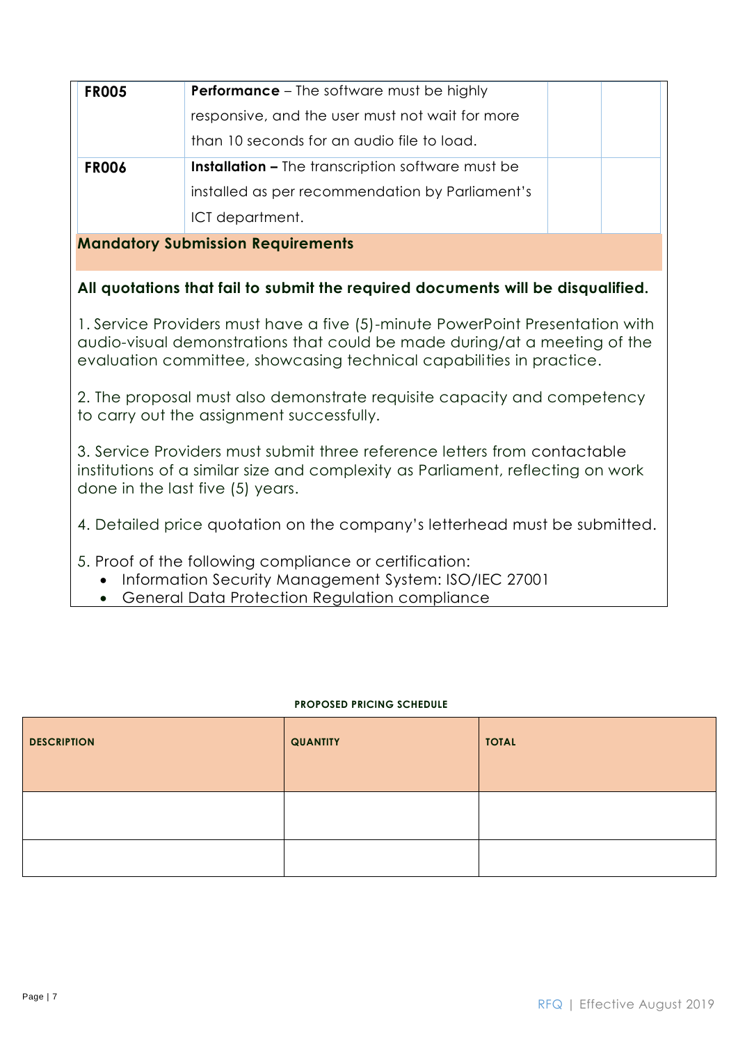| | | | |
|---|---|---|---|
| **FR005** | **Performance** – The software must be highly responsive, and the user must not wait for more than 10 seconds for an audio file to load. | | |
| **FR006** | **Installation –** The transcription software must be installed as per recommendation by Parliament's ICT department. | | |

## Mandatory Submission Requirements

**All quotations that fail to submit the required documents will be disqualified.**

1. Service Providers must have a five (5)-minute PowerPoint Presentation with audio-visual demonstrations that could be made during/at a meeting of the evaluation committee, showcasing technical capabilities in practice.

2. The proposal must also demonstrate requisite capacity and competency to carry out the assignment successfully.

3. Service Providers must submit three reference letters from contactable institutions of a similar size and complexity as Parliament, reflecting on work done in the last five (5) years.

4. Detailed price quotation on the company's letterhead must be submitted.

5. Proof of the following compliance or certification:
   - Information Security Management System: ISO/IEC 27001
   - General Data Protection Regulation compliance

**PROPOSED PRICING SCHEDULE**

| DESCRIPTION | QUANTITY | TOTAL |
|---|---|---|
| | | |
| | | |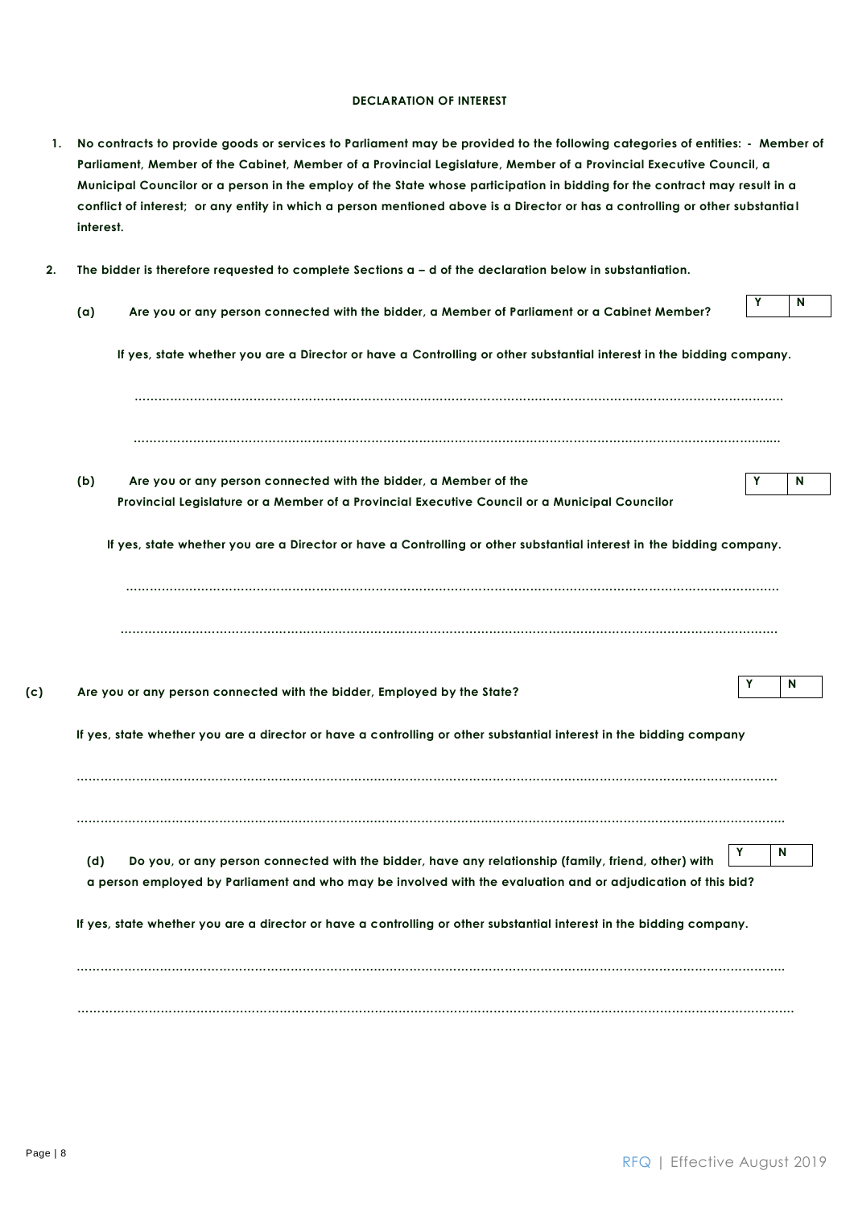**DECLARATION OF INTEREST**

1. **No contracts to provide goods or services to Parliament may be provided to the following categories of entities: - Member of Parliament, Member of the Cabinet, Member of a Provincial Legislature, Member of a Provincial Executive Council, a Municipal Councilor or a person in the employ of the State whose participation in bidding for the contract may result in a conflict of interest; or any entity in which a person mentioned above is a Director or has a controlling or other substantial interest.**

2. **The bidder is therefore requested to complete Sections a – d of the declaration below in substantiation.**

**(a) Are you or any person connected with the bidder, a Member of Parliament or a Cabinet Member?**

| Y | N |
|---|---|

**If yes, state whether you are a Director or have a Controlling or other substantial interest in the bidding company.**

…………………………………………………………………………………………………………………………

…………………………………………………………………………………………………………………………

**(b) Are you or any person connected with the bidder, a Member of the Provincial Legislature or a Member of a Provincial Executive Council or a Municipal Councilor**

| Y | N |
|---|---|

**If yes, state whether you are a Director or have a Controlling or other substantial interest in the bidding company.**

…………………………………………………………………………………………………………………………

…………………………………………………………………………………………………………………………

**(c) Are you or any person connected with the bidder, Employed by the State?**

| Y | N |
|---|---|

**If yes, state whether you are a director or have a controlling or other substantial interest in the bidding company**

…………………………………………………………………………………………………………………………

…………………………………………………………………………………………………………………………

**(d) Do you, or any person connected with the bidder, have any relationship (family, friend, other) with a person employed by Parliament and who may be involved with the evaluation and or adjudication of this bid?**

| Y | N |
|---|---|

**If yes, state whether you are a director or have a controlling or other substantial interest in the bidding company.**

…………………………………………………………………………………………………………………………

…………………………………………………………………………………………………………………………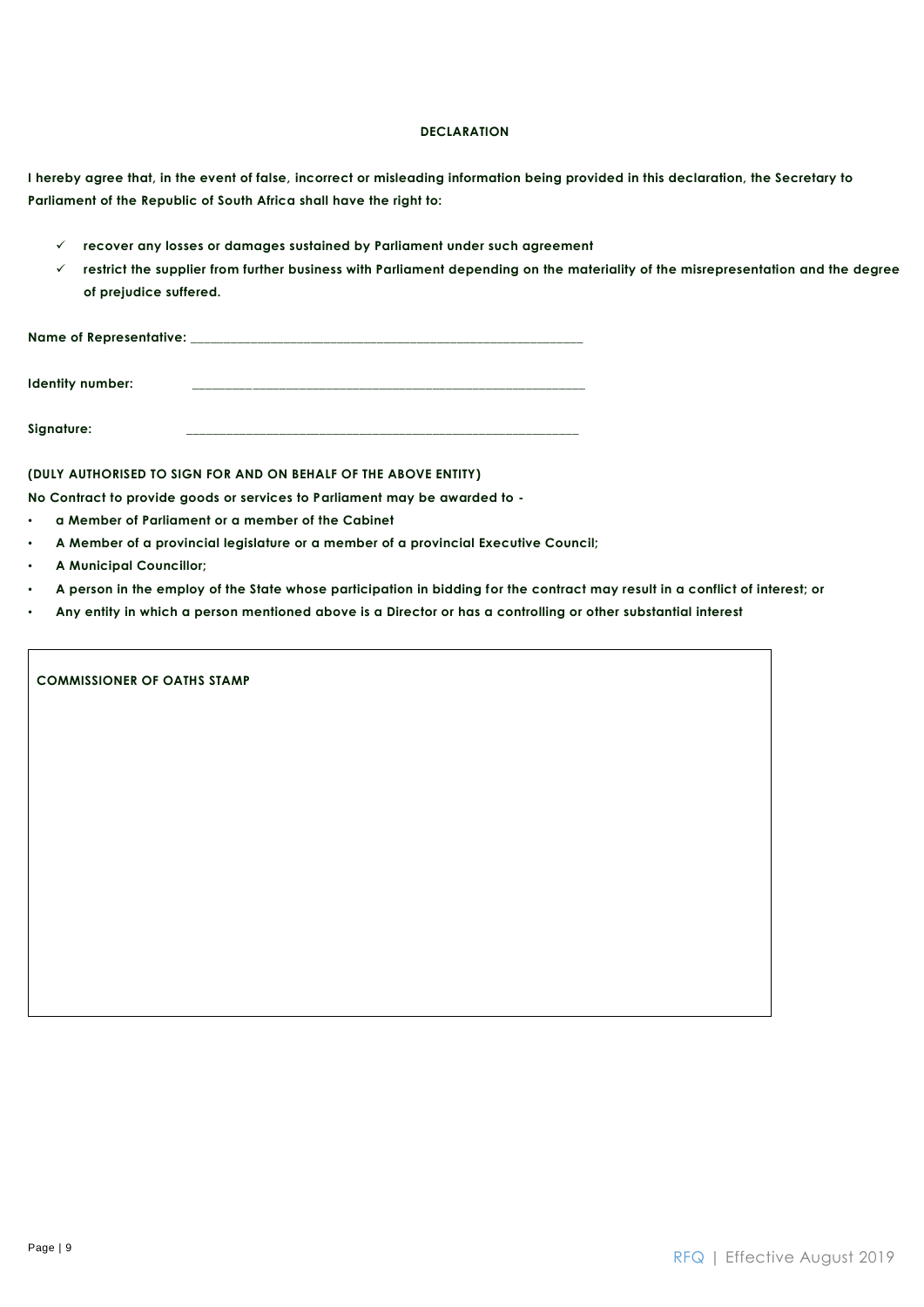## DECLARATION

**I hereby agree that, in the event of false, incorrect or misleading information being provided in this declaration, the Secretary to Parliament of the Republic of South Africa shall have the right to:**

- ✓ **recover any losses or damages sustained by Parliament under such agreement**
- ✓ **restrict the supplier from further business with Parliament depending on the materiality of the misrepresentation and the degree of prejudice suffered.**

**Name of Representative:** ____________________________________________

**Identity number:** ____________________________________________

**Signature:** ____________________________________________

**(DULY AUTHORISED TO SIGN FOR AND ON BEHALF OF THE ABOVE ENTITY)**

**No Contract to provide goods or services to Parliament may be awarded to -**

- **a Member of Parliament or a member of the Cabinet**
- **A Member of a provincial legislature or a member of a provincial Executive Council;**
- **A Municipal Councillor;**
- **A person in the employ of the State whose participation in bidding for the contract may result in a conflict of interest; or**
- **Any entity in which a person mentioned above is a Director or has a controlling or other substantial interest**

| **COMMISSIONER OF OATHS STAMP** |
| --- |
| |